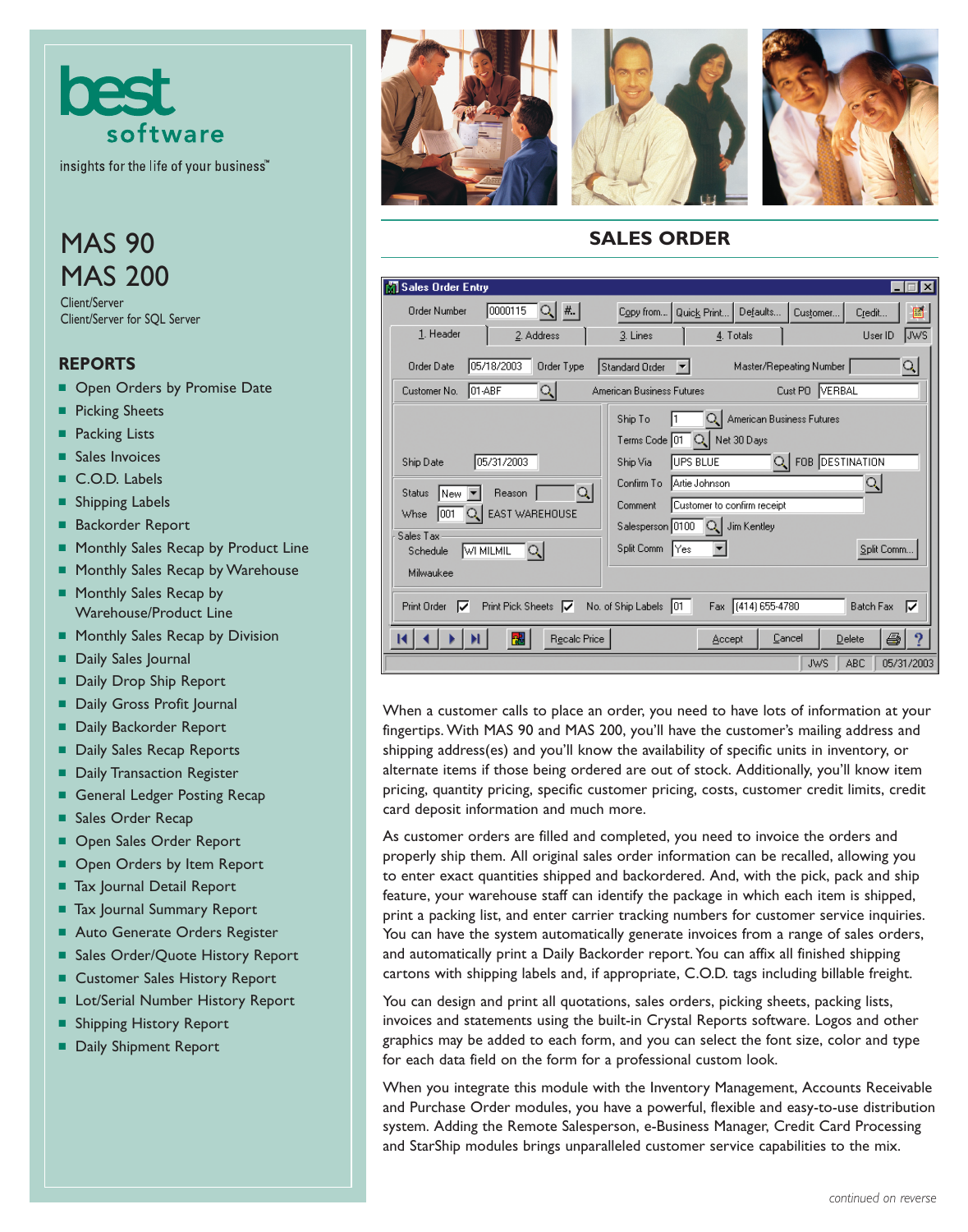best software

insights for the life of your business℠

# MAS 90
# MAS 200

Client/Server
Client/Server for SQL Server

## REPORTS

- Open Orders by Promise Date
- Picking Sheets
- Packing Lists
- Sales Invoices
- C.O.D. Labels
- Shipping Labels
- Backorder Report
- Monthly Sales Recap by Product Line
- Monthly Sales Recap by Warehouse
- Monthly Sales Recap by Warehouse/Product Line
- Monthly Sales Recap by Division
- Daily Sales Journal
- Daily Drop Ship Report
- Daily Gross Profit Journal
- Daily Backorder Report
- Daily Sales Recap Reports
- Daily Transaction Register
- General Ledger Posting Recap
- Sales Order Recap
- Open Sales Order Report
- Open Orders by Item Report
- Tax Journal Detail Report
- Tax Journal Summary Report
- Auto Generate Orders Register
- Sales Order/Quote History Report
- Customer Sales History Report
- Lot/Serial Number History Report
- Shipping History Report
- Daily Shipment Report

## SALES ORDER

When a customer calls to place an order, you need to have lots of information at your fingertips. With MAS 90 and MAS 200, you'll have the customer's mailing address and shipping address(es) and you'll know the availability of specific units in inventory, or alternate items if those being ordered are out of stock. Additionally, you'll know item pricing, quantity pricing, specific customer pricing, costs, customer credit limits, credit card deposit information and much more.

As customer orders are filled and completed, you need to invoice the orders and properly ship them. All original sales order information can be recalled, allowing you to enter exact quantities shipped and backordered. And, with the pick, pack and ship feature, your warehouse staff can identify the package in which each item is shipped, print a packing list, and enter carrier tracking numbers for customer service inquiries. You can have the system automatically generate invoices from a range of sales orders, and automatically print a Daily Backorder report. You can affix all finished shipping cartons with shipping labels and, if appropriate, C.O.D. tags including billable freight.

You can design and print all quotations, sales orders, picking sheets, packing lists, invoices and statements using the built-in Crystal Reports software. Logos and other graphics may be added to each form, and you can select the font size, color and type for each data field on the form for a professional custom look.

When you integrate this module with the Inventory Management, Accounts Receivable and Purchase Order modules, you have a powerful, flexible and easy-to-use distribution system. Adding the Remote Salesperson, e-Business Manager, Credit Card Processing and StarShip modules brings unparalleled customer service capabilities to the mix.

*continued on reverse*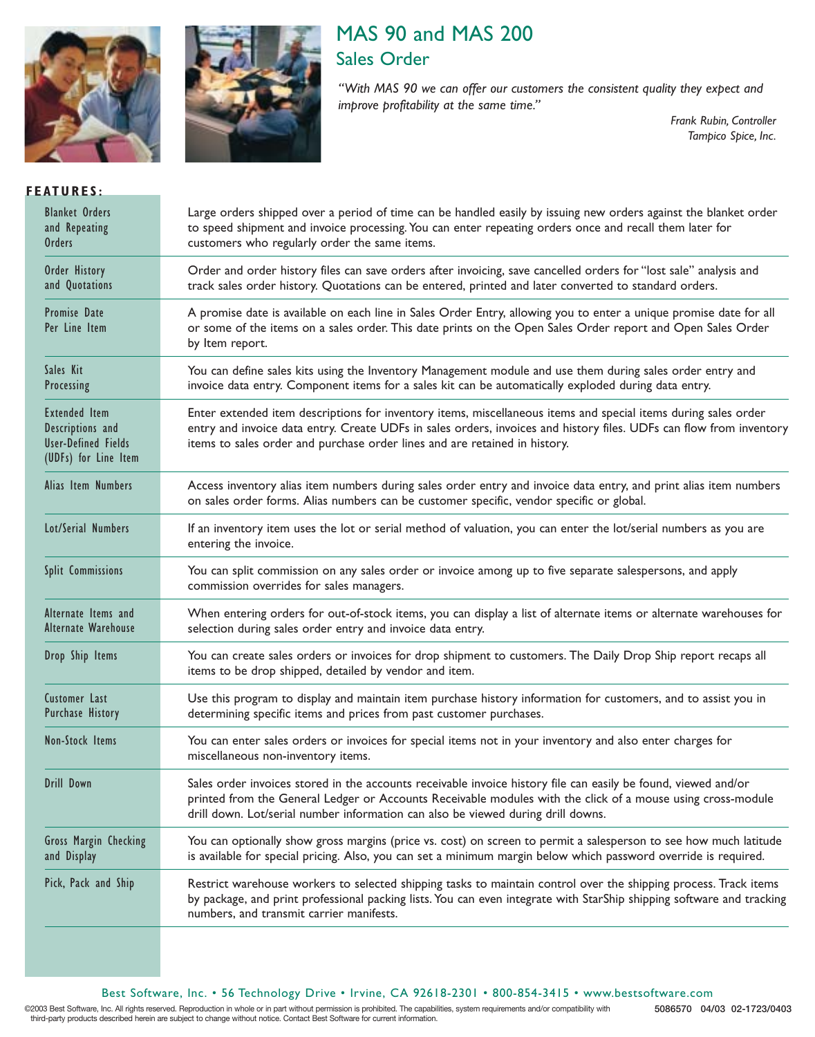# MAS 90 and MAS 200

## Sales Order

*"With MAS 90 we can offer our customers the consistent quality they expect and improve profitability at the same time."*

*Frank Rubin, Controller*
*Tampico Spice, Inc.*

**FEATURES:**

| | |
|---|---|
| Blanket Orders and Repeating Orders | Large orders shipped over a period of time can be handled easily by issuing new orders against the blanket order to speed shipment and invoice processing. You can enter repeating orders once and recall them later for customers who regularly order the same items. |
| Order History and Quotations | Order and order history files can save orders after invoicing, save cancelled orders for "lost sale" analysis and track sales order history. Quotations can be entered, printed and later converted to standard orders. |
| Promise Date Per Line Item | A promise date is available on each line in Sales Order Entry, allowing you to enter a unique promise date for all or some of the items on a sales order. This date prints on the Open Sales Order report and Open Sales Order by Item report. |
| Sales Kit Processing | You can define sales kits using the Inventory Management module and use them during sales order entry and invoice data entry. Component items for a sales kit can be automatically exploded during data entry. |
| Extended Item Descriptions and User-Defined Fields (UDFs) for Line Item | Enter extended item descriptions for inventory items, miscellaneous items and special items during sales order entry and invoice data entry. Create UDFs in sales orders, invoices and history files. UDFs can flow from inventory items to sales order and purchase order lines and are retained in history. |
| Alias Item Numbers | Access inventory alias item numbers during sales order entry and invoice data entry, and print alias item numbers on sales order forms. Alias numbers can be customer specific, vendor specific or global. |
| Lot/Serial Numbers | If an inventory item uses the lot or serial method of valuation, you can enter the lot/serial numbers as you are entering the invoice. |
| Split Commissions | You can split commission on any sales order or invoice among up to five separate salespersons, and apply commission overrides for sales managers. |
| Alternate Items and Alternate Warehouse | When entering orders for out-of-stock items, you can display a list of alternate items or alternate warehouses for selection during sales order entry and invoice data entry. |
| Drop Ship Items | You can create sales orders or invoices for drop shipment to customers. The Daily Drop Ship report recaps all items to be drop shipped, detailed by vendor and item. |
| Customer Last Purchase History | Use this program to display and maintain item purchase history information for customers, and to assist you in determining specific items and prices from past customer purchases. |
| Non-Stock Items | You can enter sales orders or invoices for special items not in your inventory and also enter charges for miscellaneous non-inventory items. |
| Drill Down | Sales order invoices stored in the accounts receivable invoice history file can easily be found, viewed and/or printed from the General Ledger or Accounts Receivable modules with the click of a mouse using cross-module drill down. Lot/serial number information can also be viewed during drill downs. |
| Gross Margin Checking and Display | You can optionally show gross margins (price vs. cost) on screen to permit a salesperson to see how much latitude is available for special pricing. Also, you can set a minimum margin below which password override is required. |
| Pick, Pack and Ship | Restrict warehouse workers to selected shipping tasks to maintain control over the shipping process. Track items by package, and print professional packing lists. You can even integrate with StarShip shipping software and tracking numbers, and transmit carrier manifests. |

Best Software, Inc. • 56 Technology Drive • Irvine, CA 92618-2301 • 800-854-3415 • www.bestsoftware.com

©2003 Best Software, Inc. All rights reserved. Reproduction in whole or in part without permission is prohibited. The capabilities, system requirements and/or compatibility with third-party products described herein are subject to change without notice. Contact Best Software for current information.

5086570 04/03 02-1723/0403